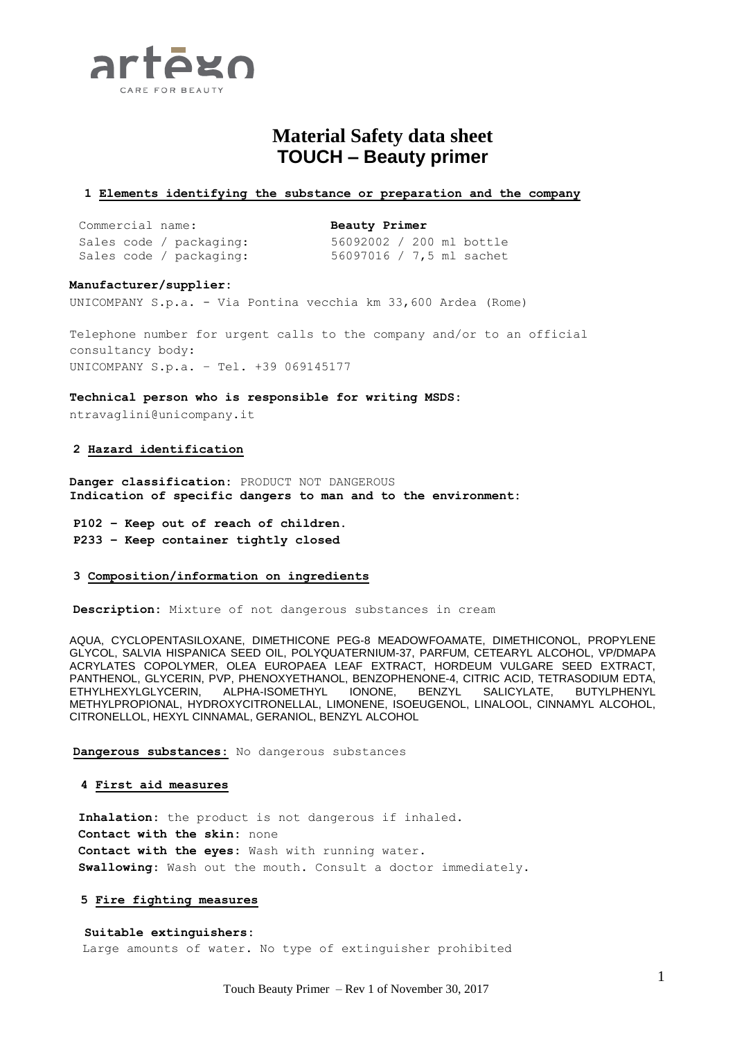artēgo
CARE FOR BEAUTY

# Material Safety data sheet
## TOUCH – Beauty primer

### 1 Elements identifying the substance or preparation and the company

| | |
|---|---|
| Commercial name: | **Beauty Primer** |
| Sales code / packaging: | 56092002 / 200 ml bottle |
| Sales code / packaging: | 56097016 / 7,5 ml sachet |

**Manufacturer/supplier:**
UNICOMPANY S.p.a. - Via Pontina vecchia km 33,600 Ardea (Rome)

Telephone number for urgent calls to the company and/or to an official consultancy body:
UNICOMPANY S.p.a. – Tel. +39 069145177

**Technical person who is responsible for writing MSDS:**
ntravaglini@unicompany.it

### 2 Hazard identification

**Danger classification:** PRODUCT NOT DANGEROUS
**Indication of specific dangers to man and to the environment:**

**P102 – Keep out of reach of children.**
**P233 – Keep container tightly closed**

### 3 Composition/information on ingredients

**Description:** Mixture of not dangerous substances in cream

AQUA, CYCLOPENTASILOXANE, DIMETHICONE PEG-8 MEADOWFOAMATE, DIMETHICONOL, PROPYLENE GLYCOL, SALVIA HISPANICA SEED OIL, POLYQUATERNIUM-37, PARFUM, CETEARYL ALCOHOL, VP/DMAPA ACRYLATES COPOLYMER, OLEA EUROPAEA LEAF EXTRACT, HORDEUM VULGARE SEED EXTRACT, PANTHENOL, GLYCERIN, PVP, PHENOXYETHANOL, BENZOPHENONE-4, CITRIC ACID, TETRASODIUM EDTA, ETHYLHEXYLGLYCERIN, ALPHA-ISOMETHYL IONONE, BENZYL SALICYLATE, BUTYLPHENYL METHYLPROPIONAL, HYDROXYCITRONELLAL, LIMONENE, ISOEUGENOL, LINALOOL, CINNAMYL ALCOHOL, CITRONELLOL, HEXYL CINNAMAL, GERANIOL, BENZYL ALCOHOL

**Dangerous substances:** No dangerous substances

### 4 First aid measures

**Inhalation:** the product is not dangerous if inhaled.
**Contact with the skin:** none
**Contact with the eyes:** Wash with running water.
**Swallowing:** Wash out the mouth. Consult a doctor immediately.

### 5 Fire fighting measures

**Suitable extinguishers:**
Large amounts of water. No type of extinguisher prohibited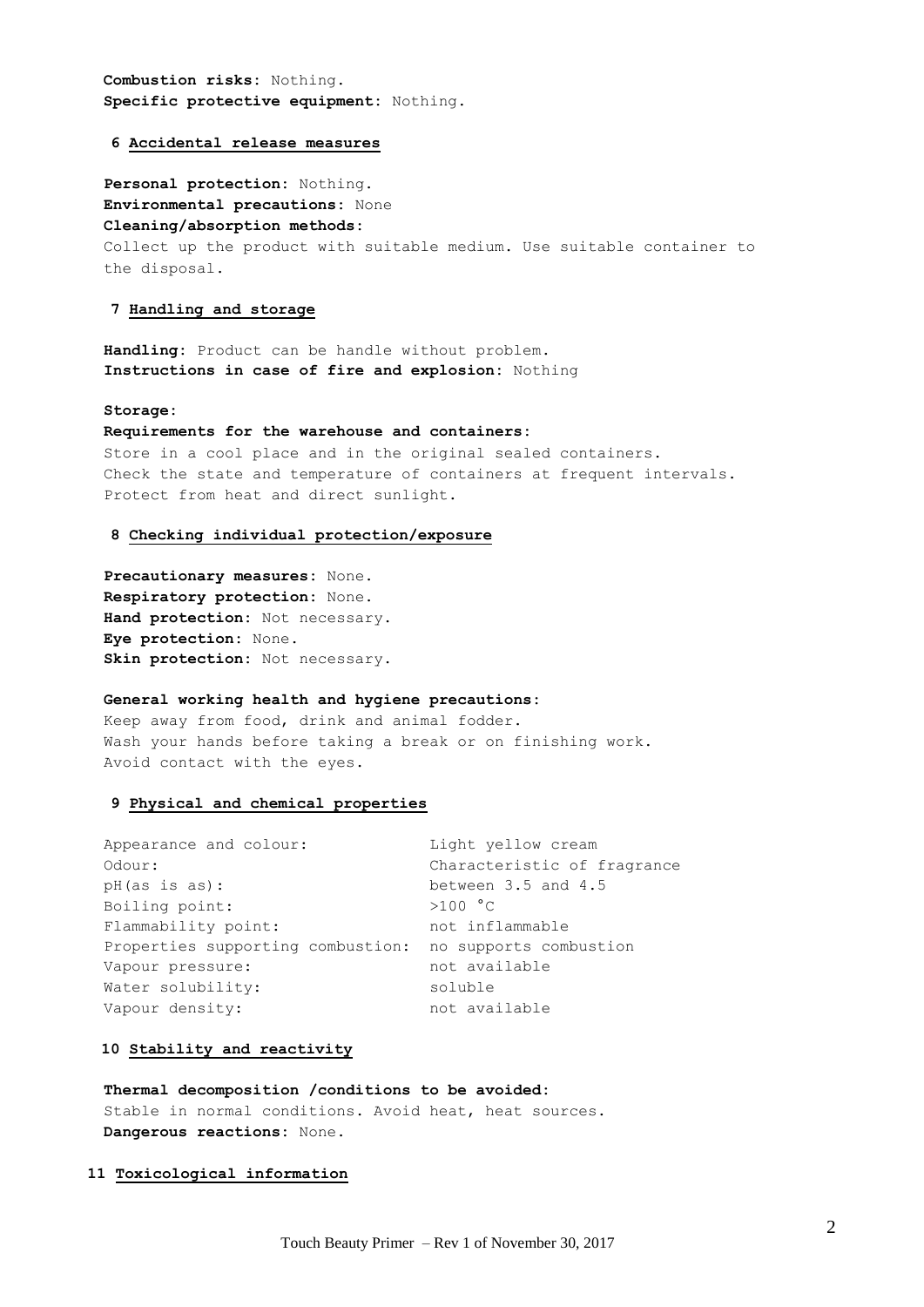**Combustion risks:** Nothing.
**Specific protective equipment:** Nothing.

## 6 Accidental release measures

**Personal protection:** Nothing.
**Environmental precautions:** None
**Cleaning/absorption methods:**
Collect up the product with suitable medium. Use suitable container to the disposal.

## 7 Handling and storage

**Handling:** Product can be handle without problem.
**Instructions in case of fire and explosion:** Nothing

**Storage:**
**Requirements for the warehouse and containers:**
Store in a cool place and in the original sealed containers.
Check the state and temperature of containers at frequent intervals.
Protect from heat and direct sunlight.

## 8 Checking individual protection/exposure

**Precautionary measures:** None.
**Respiratory protection:** None.
**Hand protection:** Not necessary.
**Eye protection:** None.
**Skin protection:** Not necessary.

**General working health and hygiene precautions:**
Keep away from food, drink and animal fodder.
Wash your hands before taking a break or on finishing work.
Avoid contact with the eyes.

## 9 Physical and chemical properties

| | |
|---|---|
| Appearance and colour: | Light yellow cream |
| Odour: | Characteristic of fragrance |
| pH(as is as): | between 3.5 and 4.5 |
| Boiling point: | >100 °C |
| Flammability point: | not inflammable |
| Properties supporting combustion: | no supports combustion |
| Vapour pressure: | not available |
| Water solubility: | soluble |
| Vapour density: | not available |

## 10 Stability and reactivity

**Thermal decomposition /conditions to be avoided:**
Stable in normal conditions. Avoid heat, heat sources.
**Dangerous reactions:** None.

## 11 Toxicological information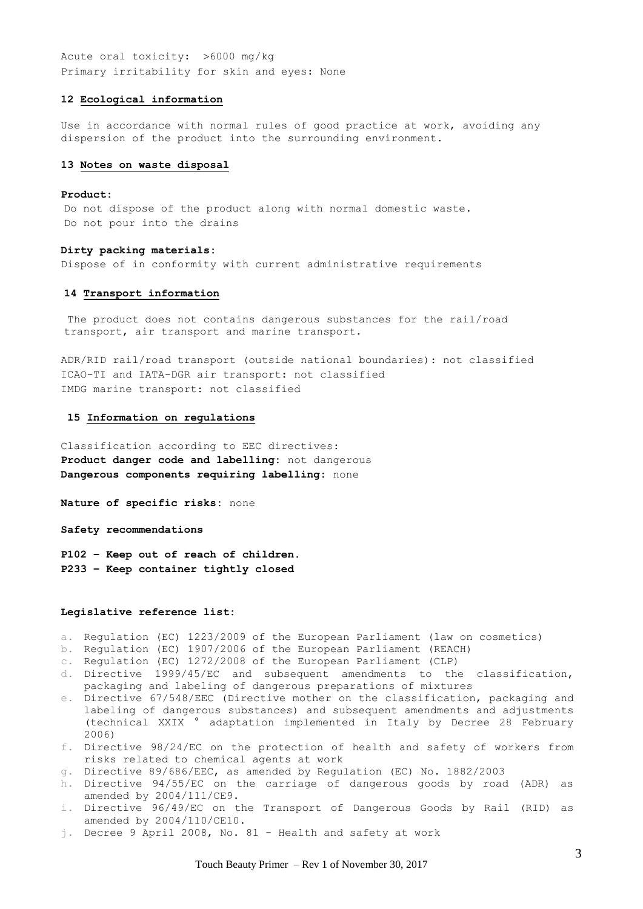Acute oral toxicity: >6000 mg/kg
Primary irritability for skin and eyes: None

## 12 Ecological information

Use in accordance with normal rules of good practice at work, avoiding any dispersion of the product into the surrounding environment.

## 13 Notes on waste disposal

**Product:**
Do not dispose of the product along with normal domestic waste.
Do not pour into the drains

**Dirty packing materials:**
Dispose of in conformity with current administrative requirements

## 14 Transport information

The product does not contains dangerous substances for the rail/road transport, air transport and marine transport.

ADR/RID rail/road transport (outside national boundaries): not classified
ICAO-TI and IATA-DGR air transport: not classified
IMDG marine transport: not classified

## 15 Information on regulations

Classification according to EEC directives:
**Product danger code and labelling:** not dangerous
**Dangerous components requiring labelling:** none

**Nature of specific risks:** none

**Safety recommendations**

**P102 – Keep out of reach of children.**
**P233 – Keep container tightly closed**

**Legislative reference list:**

a. Regulation (EC) 1223/2009 of the European Parliament (law on cosmetics)
b. Regulation (EC) 1907/2006 of the European Parliament (REACH)
c. Regulation (EC) 1272/2008 of the European Parliament (CLP)
d. Directive 1999/45/EC and subsequent amendments to the classification, packaging and labeling of dangerous preparations of mixtures
e. Directive 67/548/EEC (Directive mother on the classification, packaging and labeling of dangerous substances) and subsequent amendments and adjustments (technical XXIX ° adaptation implemented in Italy by Decree 28 February 2006)
f. Directive 98/24/EC on the protection of health and safety of workers from risks related to chemical agents at work
g. Directive 89/686/EEC, as amended by Regulation (EC) No. 1882/2003
h. Directive 94/55/EC on the carriage of dangerous goods by road (ADR) as amended by 2004/111/CE9.
i. Directive 96/49/EC on the Transport of Dangerous Goods by Rail (RID) as amended by 2004/110/CE10.
j. Decree 9 April 2008, No. 81 - Health and safety at work

Touch Beauty Primer – Rev 1 of November 30, 2017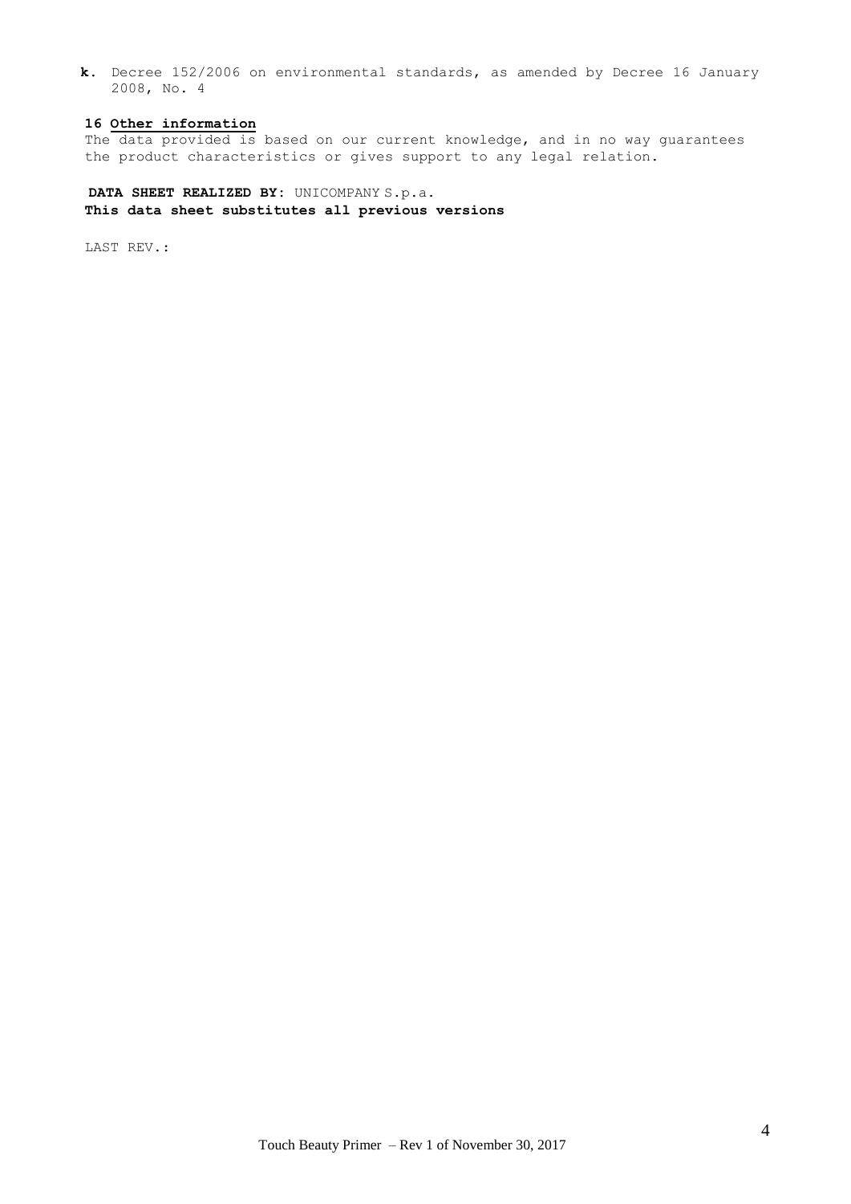**k.** Decree 152/2006 on environmental standards, as amended by Decree 16 January 2008, No. 4

## 16 Other information

The data provided is based on our current knowledge, and in no way guarantees the product characteristics or gives support to any legal relation.

**DATA SHEET REALIZED BY:** UNICOMPANY S.p.a.
**This data sheet substitutes all previous versions**

LAST REV.: